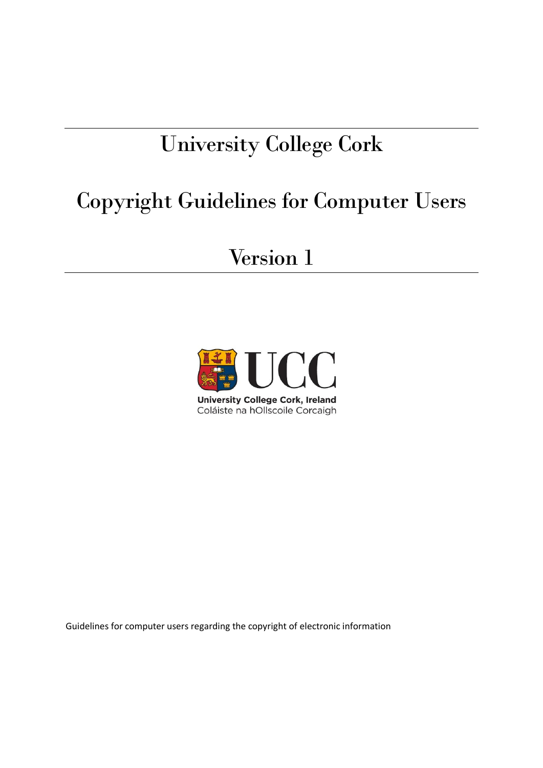# University College Cork

# Copyright Guidelines for Computer Users

# Version 1

University College Cork, Ireland
Coláiste na hOllscoile Corcaigh

Guidelines for computer users regarding the copyright of electronic information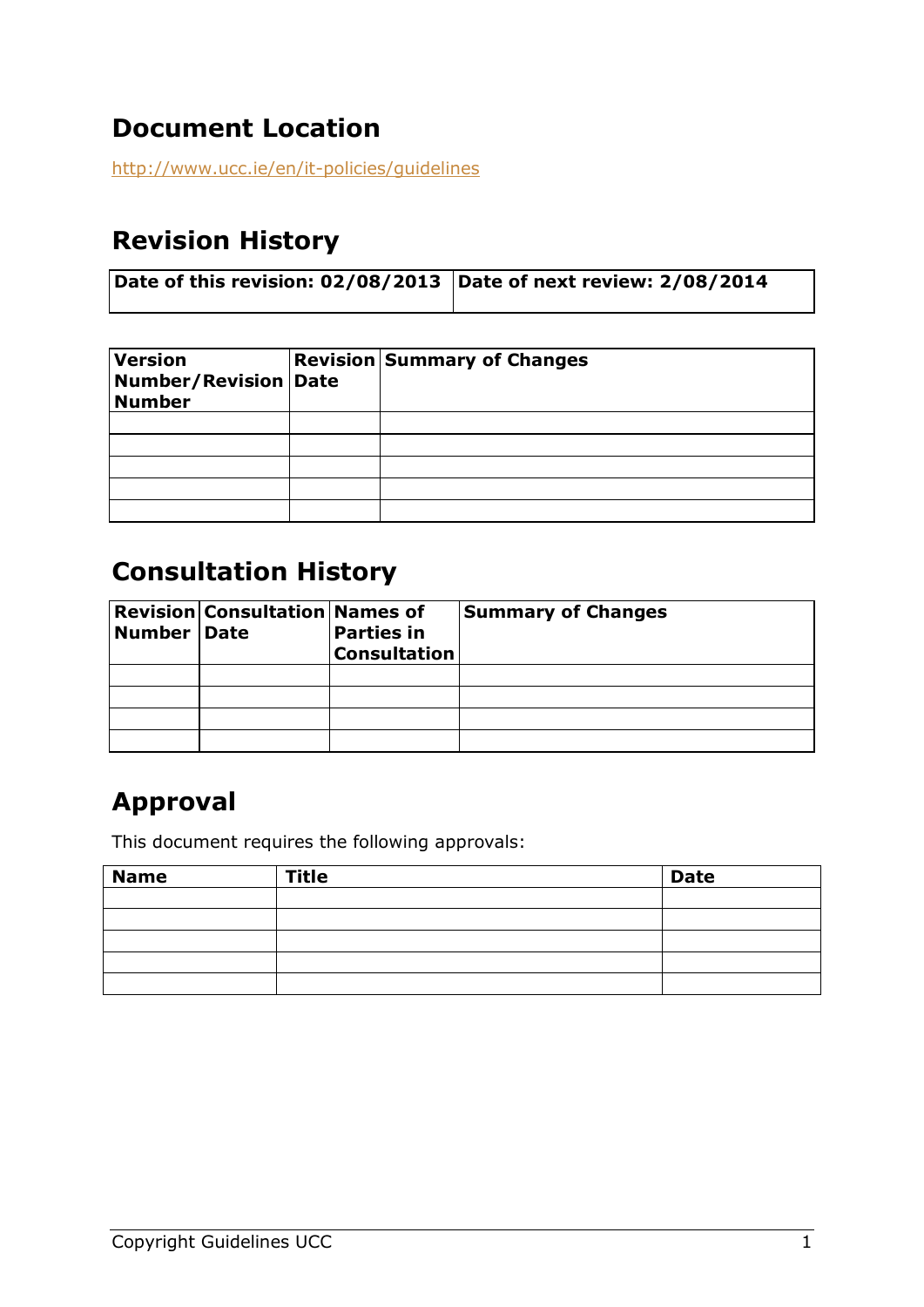## Document Location

http://www.ucc.ie/en/it-policies/guidelines

## Revision History

| Date of this revision: 02/08/2013 | Date of next review: 2/08/2014 |
|---|---|

| Version Number/Revision Number | Revision Date | Summary of Changes |
|---|---|---|
| | | |
| | | |
| | | |
| | | |
| | | |

## Consultation History

| Revision Number | Consultation Date | Names of Parties in Consultation | Summary of Changes |
|---|---|---|---|
| | | | |
| | | | |
| | | | |
| | | | |

## Approval

This document requires the following approvals:

| Name | Title | Date |
|---|---|---|
| | | |
| | | |
| | | |
| | | |
| | | |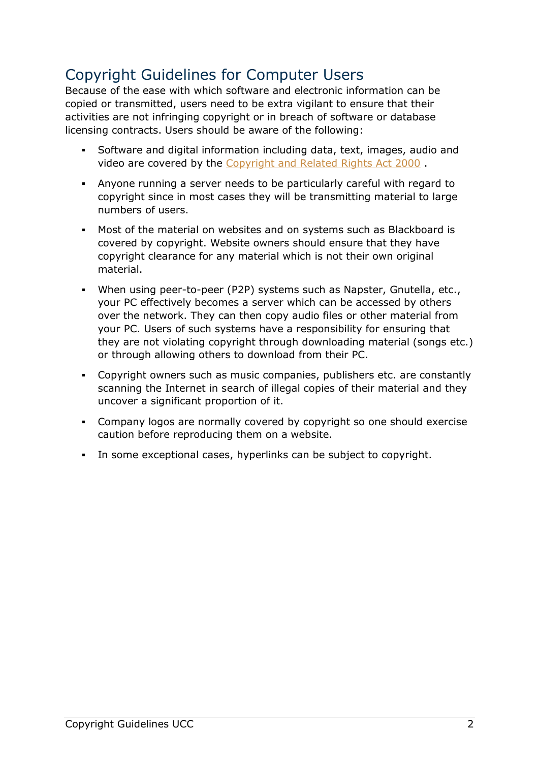## Copyright Guidelines for Computer Users

Because of the ease with which software and electronic information can be copied or transmitted, users need to be extra vigilant to ensure that their activities are not infringing copyright or in breach of software or database licensing contracts. Users should be aware of the following:

- Software and digital information including data, text, images, audio and video are covered by the Copyright and Related Rights Act 2000 .
- Anyone running a server needs to be particularly careful with regard to copyright since in most cases they will be transmitting material to large numbers of users.
- Most of the material on websites and on systems such as Blackboard is covered by copyright. Website owners should ensure that they have copyright clearance for any material which is not their own original material.
- When using peer-to-peer (P2P) systems such as Napster, Gnutella, etc., your PC effectively becomes a server which can be accessed by others over the network. They can then copy audio files or other material from your PC. Users of such systems have a responsibility for ensuring that they are not violating copyright through downloading material (songs etc.) or through allowing others to download from their PC.
- Copyright owners such as music companies, publishers etc. are constantly scanning the Internet in search of illegal copies of their material and they uncover a significant proportion of it.
- Company logos are normally covered by copyright so one should exercise caution before reproducing them on a website.
- In some exceptional cases, hyperlinks can be subject to copyright.